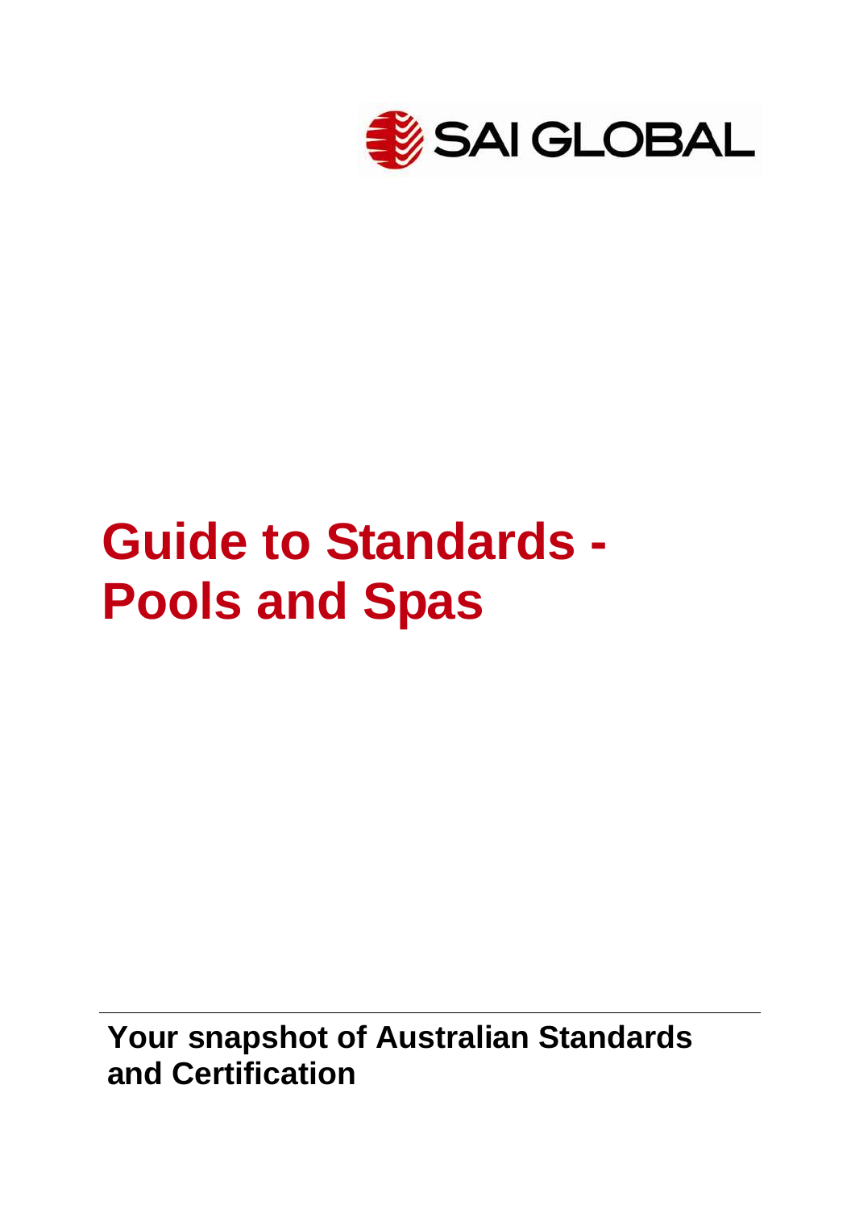SAI GLOBAL

# Guide to Standards - Pools and Spas

**Your snapshot of Australian Standards and Certification**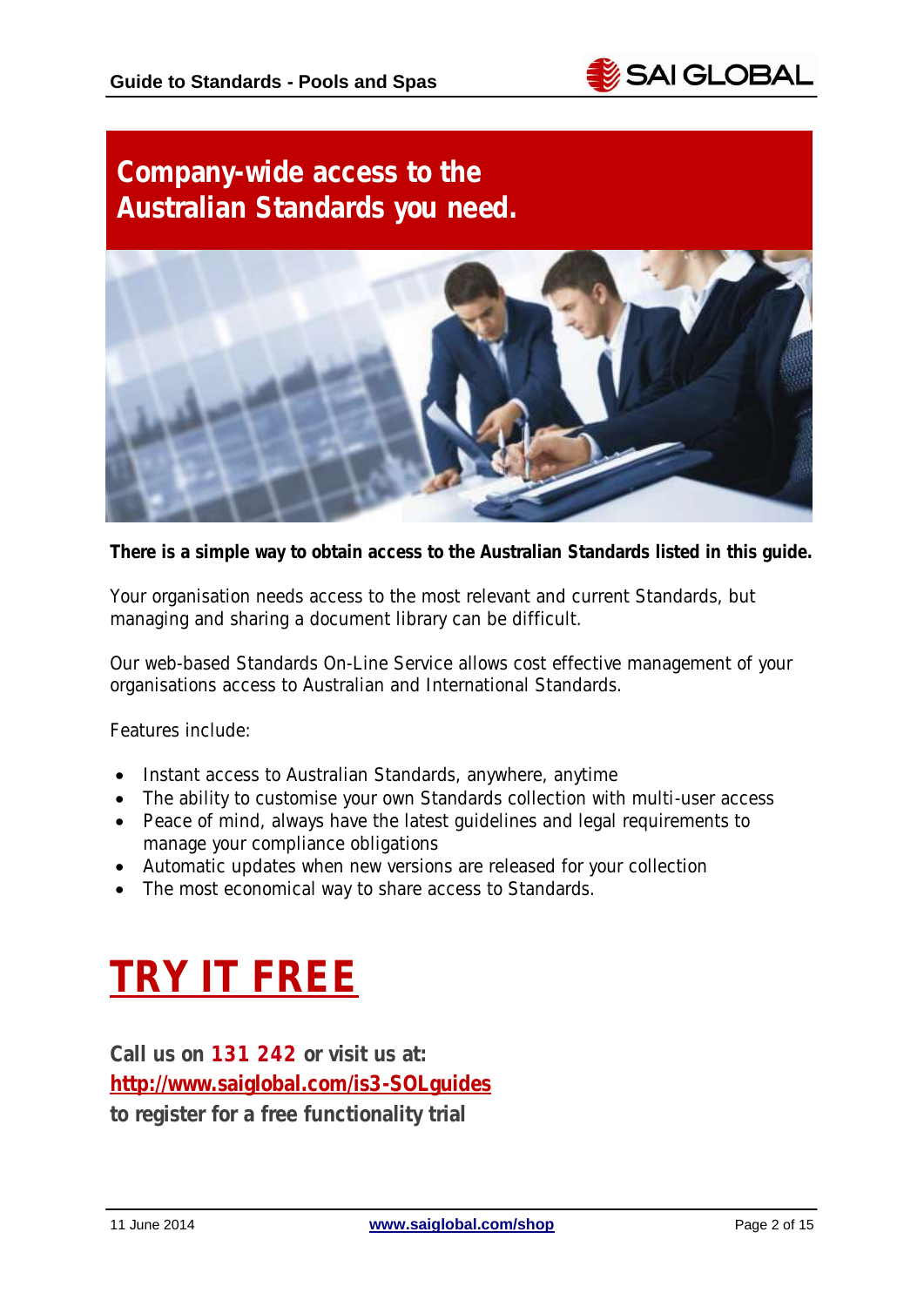# Company-wide access to the Australian Standards you need.

**There is a simple way to obtain access to the Australian Standards listed in this guide.**

Your organisation needs access to the most relevant and current Standards, but managing and sharing a document library can be difficult.

Our web-based Standards On-Line Service allows cost effective management of your organisations access to Australian and International Standards.

Features include:

- Instant access to Australian Standards, anywhere, anytime
- The ability to customise your own Standards collection with multi-user access
- Peace of mind, always have the latest guidelines and legal requirements to manage your compliance obligations
- Automatic updates when new versions are released for your collection
- The most economical way to share access to Standards.

# TRY IT FREE

**Call us on 131 242 or visit us at:**
**http://www.saiglobal.com/is3-SOLguides**
**to register for a free functionality trial**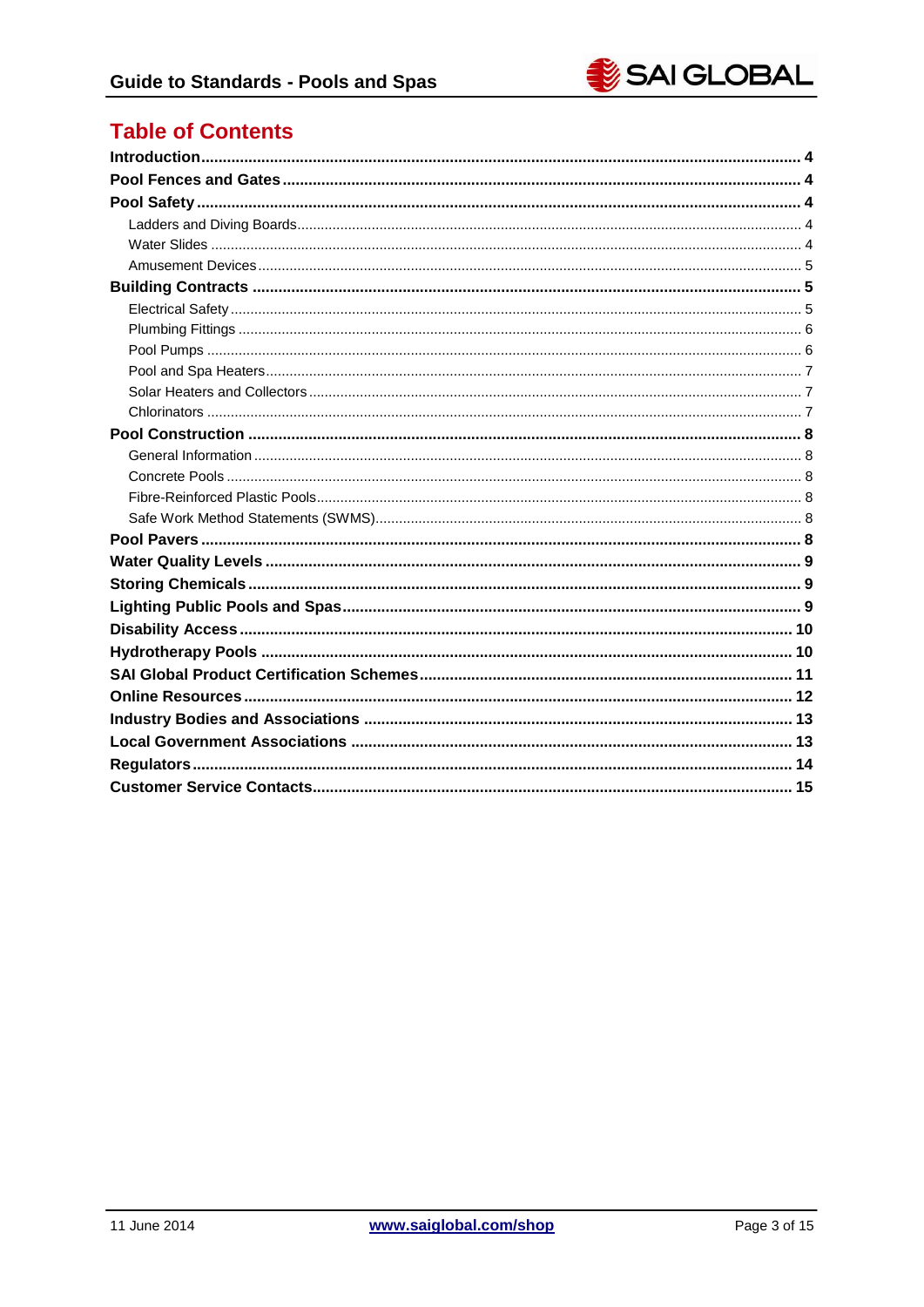# Table of Contents

**Introduction** ........ **4**

**Pool Fences and Gates** ........ **4**

**Pool Safety** ........ **4**

- Ladders and Diving Boards ........ 4
- Water Slides ........ 4
- Amusement Devices ........ 5

**Building Contracts** ........ **5**

- Electrical Safety ........ 5
- Plumbing Fittings ........ 6
- Pool Pumps ........ 6
- Pool and Spa Heaters ........ 7
- Solar Heaters and Collectors ........ 7
- Chlorinators ........ 7

**Pool Construction** ........ **8**

- General Information ........ 8
- Concrete Pools ........ 8
- Fibre-Reinforced Plastic Pools ........ 8
- Safe Work Method Statements (SWMS) ........ 8

**Pool Pavers** ........ **8**

**Water Quality Levels** ........ **9**

**Storing Chemicals** ........ **9**

**Lighting Public Pools and Spas** ........ **9**

**Disability Access** ........ **10**

**Hydrotherapy Pools** ........ **10**

**SAI Global Product Certification Schemes** ........ **11**

**Online Resources** ........ **12**

**Industry Bodies and Associations** ........ **13**

**Local Government Associations** ........ **13**

**Regulators** ........ **14**

**Customer Service Contacts** ........ **15**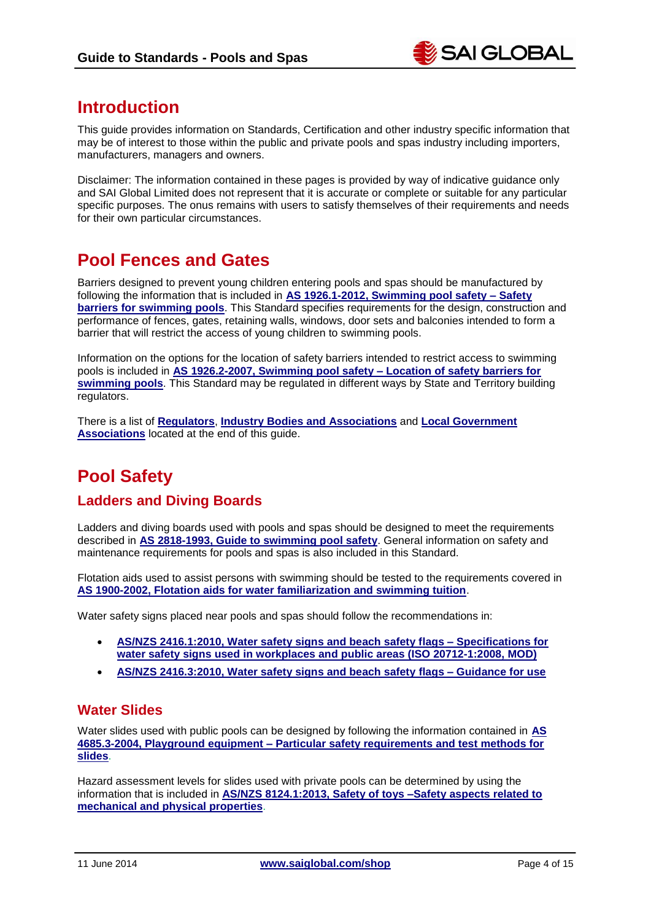# Introduction

This guide provides information on Standards, Certification and other industry specific information that may be of interest to those within the public and private pools and spas industry including importers, manufacturers, managers and owners.

Disclaimer: The information contained in these pages is provided by way of indicative guidance only and SAI Global Limited does not represent that it is accurate or complete or suitable for any particular specific purposes. The onus remains with users to satisfy themselves of their requirements and needs for their own particular circumstances.

# Pool Fences and Gates

Barriers designed to prevent young children entering pools and spas should be manufactured by following the information that is included in **AS 1926.1-2012, Swimming pool safety – Safety barriers for swimming pools**. This Standard specifies requirements for the design, construction and performance of fences, gates, retaining walls, windows, door sets and balconies intended to form a barrier that will restrict the access of young children to swimming pools.

Information on the options for the location of safety barriers intended to restrict access to swimming pools is included in **AS 1926.2-2007, Swimming pool safety – Location of safety barriers for swimming pools**. This Standard may be regulated in different ways by State and Territory building regulators.

There is a list of **Regulators**, **Industry Bodies and Associations** and **Local Government Associations** located at the end of this guide.

# Pool Safety

## Ladders and Diving Boards

Ladders and diving boards used with pools and spas should be designed to meet the requirements described in **AS 2818-1993, Guide to swimming pool safety**. General information on safety and maintenance requirements for pools and spas is also included in this Standard.

Flotation aids used to assist persons with swimming should be tested to the requirements covered in **AS 1900-2002, Flotation aids for water familiarization and swimming tuition**.

Water safety signs placed near pools and spas should follow the recommendations in:

- **AS/NZS 2416.1:2010, Water safety signs and beach safety flags – Specifications for water safety signs used in workplaces and public areas (ISO 20712-1:2008, MOD)**
- **AS/NZS 2416.3:2010, Water safety signs and beach safety flags – Guidance for use**

## Water Slides

Water slides used with public pools can be designed by following the information contained in **AS 4685.3-2004, Playground equipment – Particular safety requirements and test methods for slides**.

Hazard assessment levels for slides used with private pools can be determined by using the information that is included in **AS/NZS 8124.1:2013, Safety of toys –Safety aspects related to mechanical and physical properties**.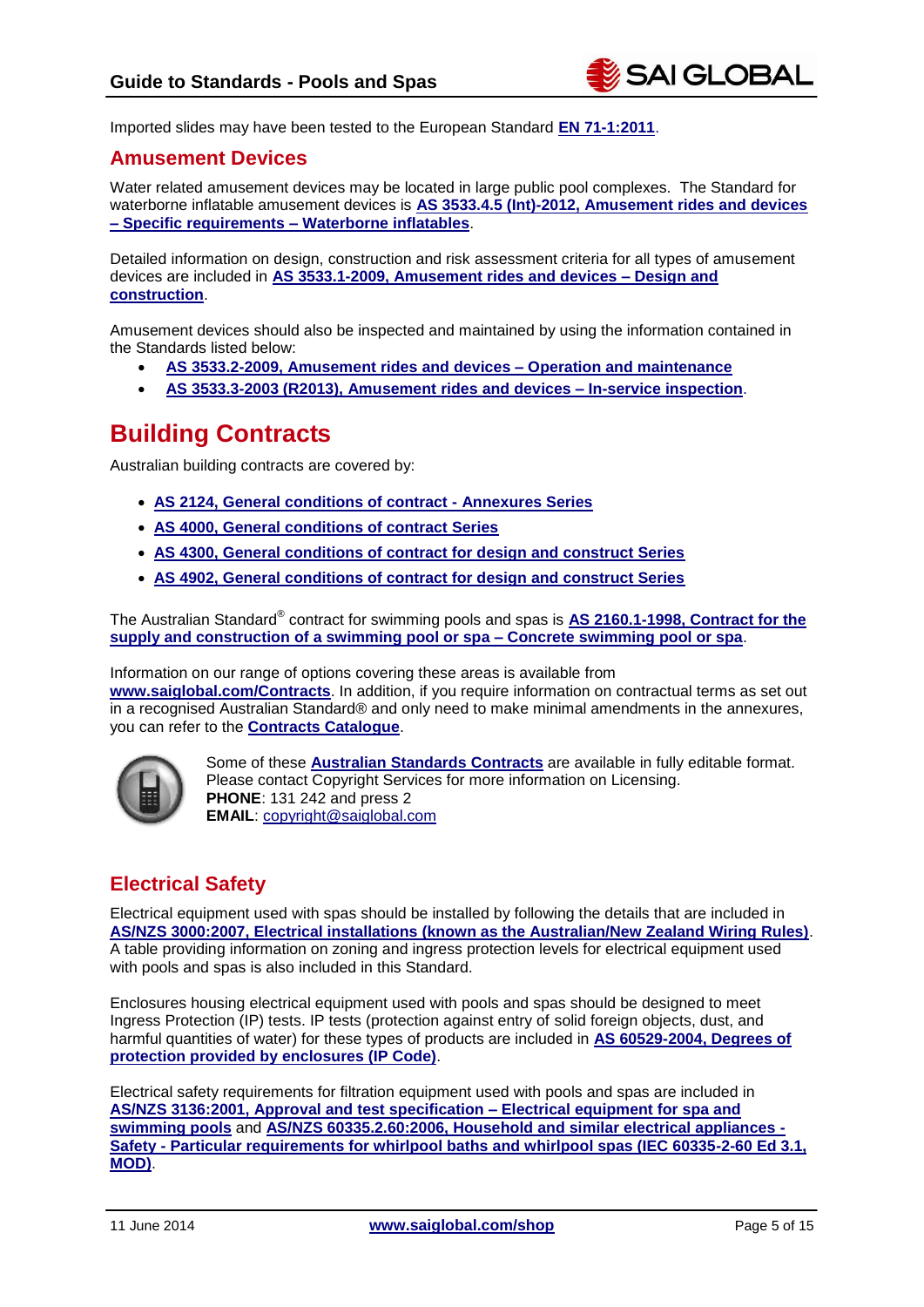Imported slides may have been tested to the European Standard **EN 71-1:2011**.

## Amusement Devices

Water related amusement devices may be located in large public pool complexes. The Standard for waterborne inflatable amusement devices is **AS 3533.4.5 (Int)-2012, Amusement rides and devices – Specific requirements – Waterborne inflatables**.

Detailed information on design, construction and risk assessment criteria for all types of amusement devices are included in **AS 3533.1-2009, Amusement rides and devices – Design and construction**.

Amusement devices should also be inspected and maintained by using the information contained in the Standards listed below:

- **AS 3533.2-2009, Amusement rides and devices – Operation and maintenance**
- **AS 3533.3-2003 (R2013), Amusement rides and devices – In-service inspection**.

# Building Contracts

Australian building contracts are covered by:

- **AS 2124, General conditions of contract - Annexures Series**
- **AS 4000, General conditions of contract Series**
- **AS 4300, General conditions of contract for design and construct Series**
- **AS 4902, General conditions of contract for design and construct Series**

The Australian Standard® contract for swimming pools and spas is **AS 2160.1-1998, Contract for the supply and construction of a swimming pool or spa – Concrete swimming pool or spa**.

Information on our range of options covering these areas is available from **www.saiglobal.com/Contracts**. In addition, if you require information on contractual terms as set out in a recognised Australian Standard® and only need to make minimal amendments in the annexures, you can refer to the **Contracts Catalogue**.

Some of these **Australian Standards Contracts** are available in fully editable format. Please contact Copyright Services for more information on Licensing.
**PHONE**: 131 242 and press 2
**EMAIL**: copyright@saiglobal.com

## Electrical Safety

Electrical equipment used with spas should be installed by following the details that are included in **AS/NZS 3000:2007, Electrical installations (known as the Australian/New Zealand Wiring Rules)**. A table providing information on zoning and ingress protection levels for electrical equipment used with pools and spas is also included in this Standard.

Enclosures housing electrical equipment used with pools and spas should be designed to meet Ingress Protection (IP) tests. IP tests (protection against entry of solid foreign objects, dust, and harmful quantities of water) for these types of products are included in **AS 60529-2004, Degrees of protection provided by enclosures (IP Code)**.

Electrical safety requirements for filtration equipment used with pools and spas are included in **AS/NZS 3136:2001, Approval and test specification – Electrical equipment for spa and swimming pools** and **AS/NZS 60335.2.60:2006, Household and similar electrical appliances - Safety - Particular requirements for whirlpool baths and whirlpool spas (IEC 60335-2-60 Ed 3.1, MOD)**.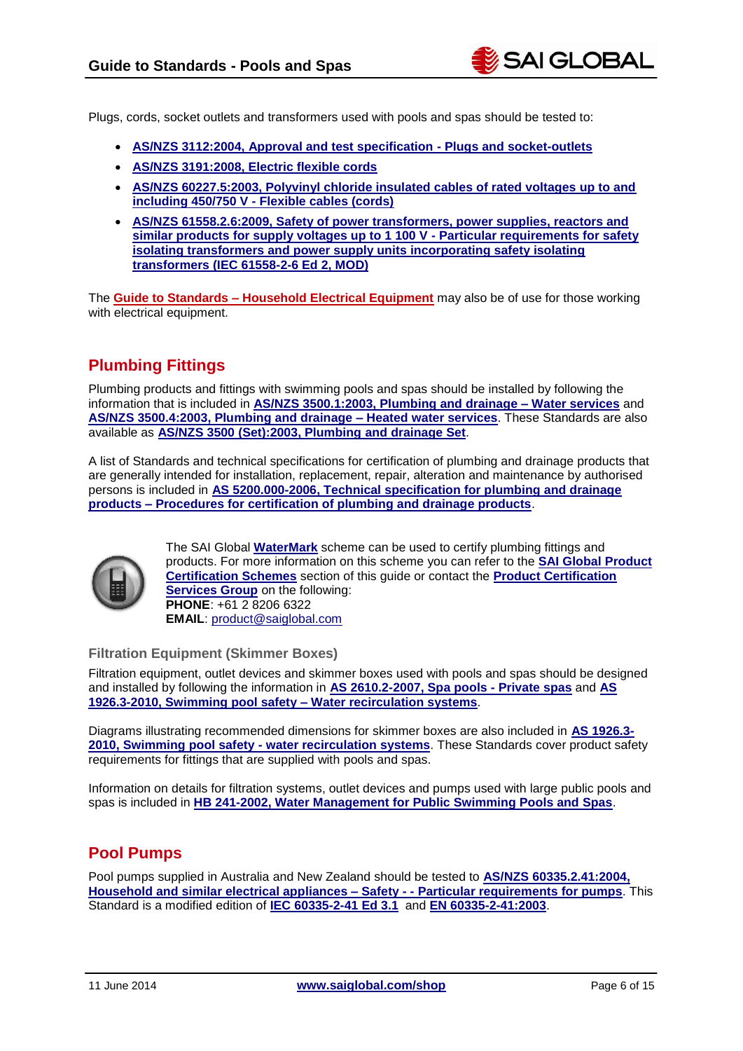Plugs, cords, socket outlets and transformers used with pools and spas should be tested to:

- **AS/NZS 3112:2004, Approval and test specification - Plugs and socket-outlets**
- **AS/NZS 3191:2008, Electric flexible cords**
- **AS/NZS 60227.5:2003, Polyvinyl chloride insulated cables of rated voltages up to and including 450/750 V - Flexible cables (cords)**
- **AS/NZS 61558.2.6:2009, Safety of power transformers, power supplies, reactors and similar products for supply voltages up to 1 100 V - Particular requirements for safety isolating transformers and power supply units incorporating safety isolating transformers (IEC 61558-2-6 Ed 2, MOD)**

The **Guide to Standards – Household Electrical Equipment** may also be of use for those working with electrical equipment.

## Plumbing Fittings

Plumbing products and fittings with swimming pools and spas should be installed by following the information that is included in **AS/NZS 3500.1:2003, Plumbing and drainage – Water services** and **AS/NZS 3500.4:2003, Plumbing and drainage – Heated water services**. These Standards are also available as **AS/NZS 3500 (Set):2003, Plumbing and drainage Set**.

A list of Standards and technical specifications for certification of plumbing and drainage products that are generally intended for installation, replacement, repair, alteration and maintenance by authorised persons is included in **AS 5200.000-2006, Technical specification for plumbing and drainage products – Procedures for certification of plumbing and drainage products**.

The SAI Global **WaterMark** scheme can be used to certify plumbing fittings and products. For more information on this scheme you can refer to the **SAI Global Product Certification Schemes** section of this guide or contact the **Product Certification Services Group** on the following:
**PHONE**: +61 2 8206 6322
**EMAIL**: product@saiglobal.com

### Filtration Equipment (Skimmer Boxes)

Filtration equipment, outlet devices and skimmer boxes used with pools and spas should be designed and installed by following the information in **AS 2610.2-2007, Spa pools - Private spas** and **AS 1926.3-2010, Swimming pool safety – Water recirculation systems**.

Diagrams illustrating recommended dimensions for skimmer boxes are also included in **AS 1926.3-2010, Swimming pool safety - water recirculation systems**. These Standards cover product safety requirements for fittings that are supplied with pools and spas.

Information on details for filtration systems, outlet devices and pumps used with large public pools and spas is included in **HB 241-2002, Water Management for Public Swimming Pools and Spas**.

## Pool Pumps

Pool pumps supplied in Australia and New Zealand should be tested to **AS/NZS 60335.2.41:2004, Household and similar electrical appliances – Safety - - Particular requirements for pumps**. This Standard is a modified edition of **IEC 60335-2-41 Ed 3.1** and **EN 60335-2-41:2003**.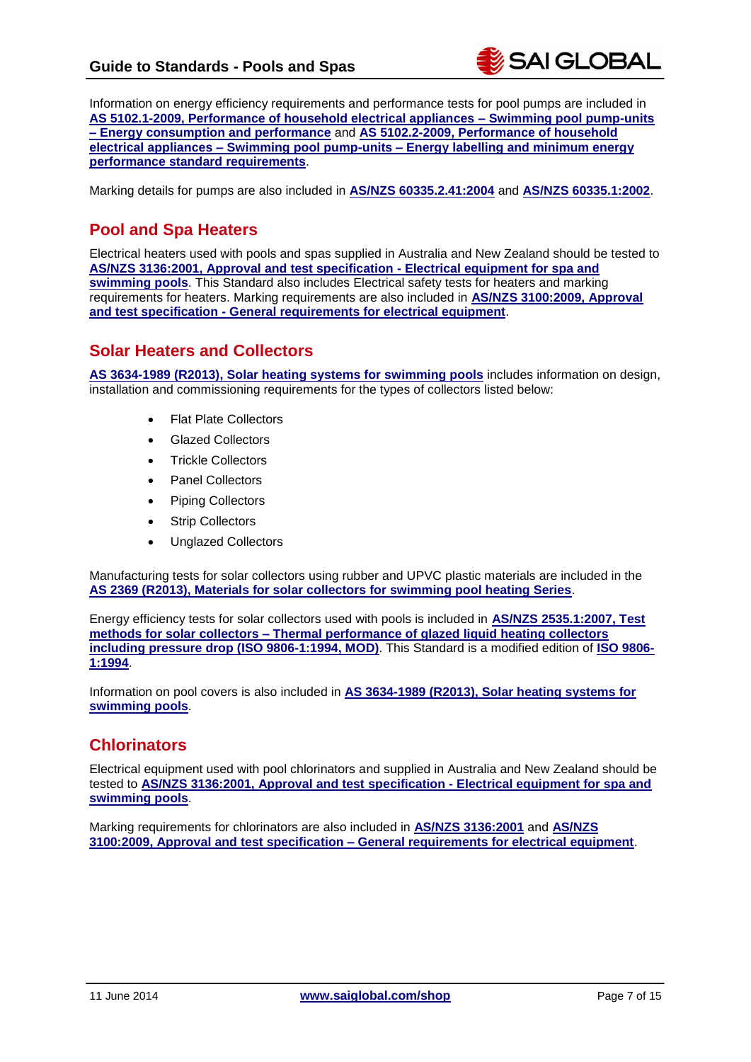Information on energy efficiency requirements and performance tests for pool pumps are included in **AS 5102.1-2009, Performance of household electrical appliances – Swimming pool pump-units – Energy consumption and performance** and **AS 5102.2-2009, Performance of household electrical appliances – Swimming pool pump-units – Energy labelling and minimum energy performance standard requirements**.

Marking details for pumps are also included in **AS/NZS 60335.2.41:2004** and **AS/NZS 60335.1:2002**.

## Pool and Spa Heaters

Electrical heaters used with pools and spas supplied in Australia and New Zealand should be tested to **AS/NZS 3136:2001, Approval and test specification - Electrical equipment for spa and swimming pools**. This Standard also includes Electrical safety tests for heaters and marking requirements for heaters. Marking requirements are also included in **AS/NZS 3100:2009, Approval and test specification - General requirements for electrical equipment**.

## Solar Heaters and Collectors

**AS 3634-1989 (R2013), Solar heating systems for swimming pools** includes information on design, installation and commissioning requirements for the types of collectors listed below:

- Flat Plate Collectors
- Glazed Collectors
- Trickle Collectors
- Panel Collectors
- Piping Collectors
- Strip Collectors
- Unglazed Collectors

Manufacturing tests for solar collectors using rubber and UPVC plastic materials are included in the **AS 2369 (R2013), Materials for solar collectors for swimming pool heating Series**.

Energy efficiency tests for solar collectors used with pools is included in **AS/NZS 2535.1:2007, Test methods for solar collectors – Thermal performance of glazed liquid heating collectors including pressure drop (ISO 9806-1:1994, MOD)**. This Standard is a modified edition of **ISO 9806-1:1994**.

Information on pool covers is also included in **AS 3634-1989 (R2013), Solar heating systems for swimming pools**.

## Chlorinators

Electrical equipment used with pool chlorinators and supplied in Australia and New Zealand should be tested to **AS/NZS 3136:2001, Approval and test specification - Electrical equipment for spa and swimming pools**.

Marking requirements for chlorinators are also included in **AS/NZS 3136:2001** and **AS/NZS 3100:2009, Approval and test specification – General requirements for electrical equipment**.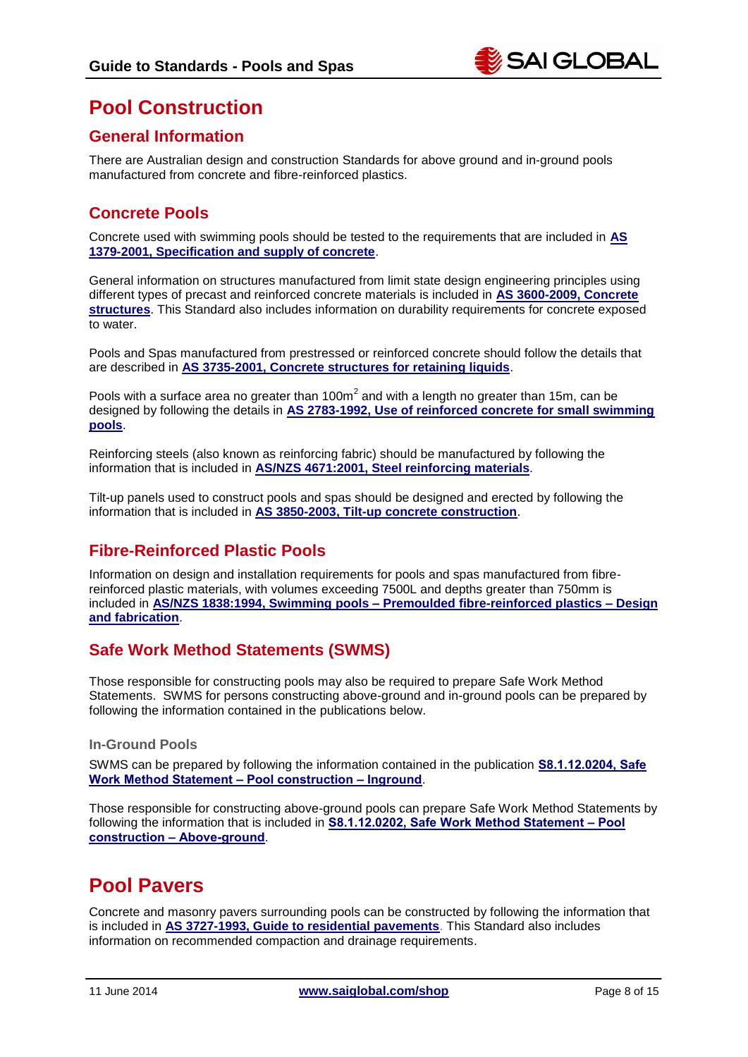# Pool Construction

## General Information

There are Australian design and construction Standards for above ground and in-ground pools manufactured from concrete and fibre-reinforced plastics.

## Concrete Pools

Concrete used with swimming pools should be tested to the requirements that are included in **AS 1379-2001, Specification and supply of concrete**.

General information on structures manufactured from limit state design engineering principles using different types of precast and reinforced concrete materials is included in **AS 3600-2009, Concrete structures**. This Standard also includes information on durability requirements for concrete exposed to water.

Pools and Spas manufactured from prestressed or reinforced concrete should follow the details that are described in **AS 3735-2001, Concrete structures for retaining liquids**.

Pools with a surface area no greater than $100m^2$ and with a length no greater than 15m, can be designed by following the details in **AS 2783-1992, Use of reinforced concrete for small swimming pools**.

Reinforcing steels (also known as reinforcing fabric) should be manufactured by following the information that is included in **AS/NZS 4671:2001, Steel reinforcing materials**.

Tilt-up panels used to construct pools and spas should be designed and erected by following the information that is included in **AS 3850-2003, Tilt-up concrete construction**.

## Fibre-Reinforced Plastic Pools

Information on design and installation requirements for pools and spas manufactured from fibre-reinforced plastic materials, with volumes exceeding 7500L and depths greater than 750mm is included in **AS/NZS 1838:1994, Swimming pools – Premoulded fibre-reinforced plastics – Design and fabrication**.

## Safe Work Method Statements (SWMS)

Those responsible for constructing pools may also be required to prepare Safe Work Method Statements. SWMS for persons constructing above-ground and in-ground pools can be prepared by following the information contained in the publications below.

### In-Ground Pools

SWMS can be prepared by following the information contained in the publication **S8.1.12.0204, Safe Work Method Statement – Pool construction – Inground**.

Those responsible for constructing above-ground pools can prepare Safe Work Method Statements by following the information that is included in **S8.1.12.0202, Safe Work Method Statement – Pool construction – Above-ground**.

# Pool Pavers

Concrete and masonry pavers surrounding pools can be constructed by following the information that is included in **AS 3727-1993, Guide to residential pavements**. This Standard also includes information on recommended compaction and drainage requirements.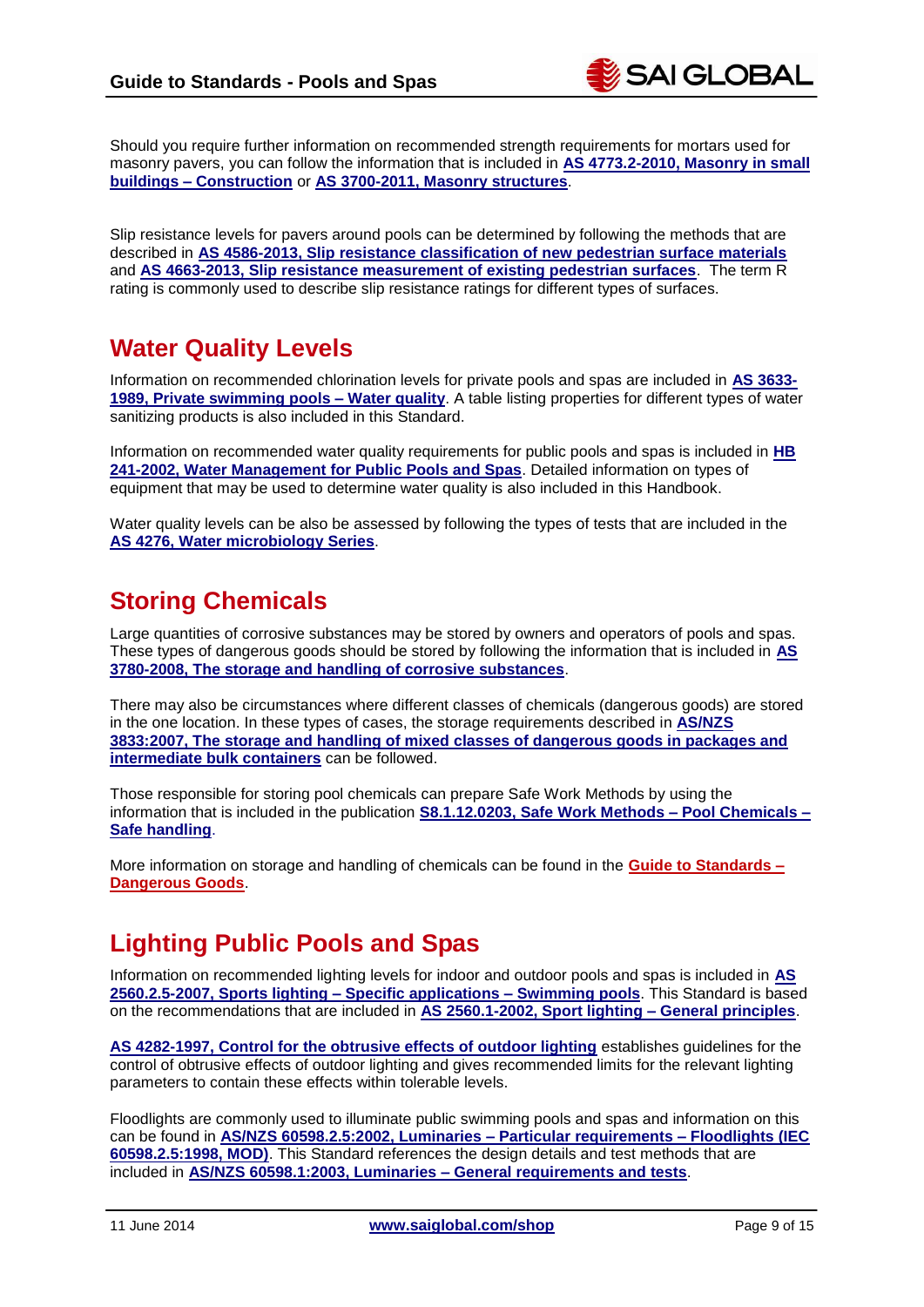Should you require further information on recommended strength requirements for mortars used for masonry pavers, you can follow the information that is included in **AS 4773.2-2010, Masonry in small buildings – Construction** or **AS 3700-2011, Masonry structures**.

Slip resistance levels for pavers around pools can be determined by following the methods that are described in **AS 4586-2013, Slip resistance classification of new pedestrian surface materials** and **AS 4663-2013, Slip resistance measurement of existing pedestrian surfaces**. The term R rating is commonly used to describe slip resistance ratings for different types of surfaces.

## Water Quality Levels

Information on recommended chlorination levels for private pools and spas are included in **AS 3633-1989, Private swimming pools – Water quality**. A table listing properties for different types of water sanitizing products is also included in this Standard.

Information on recommended water quality requirements for public pools and spas is included in **HB 241-2002, Water Management for Public Pools and Spas**. Detailed information on types of equipment that may be used to determine water quality is also included in this Handbook.

Water quality levels can be also be assessed by following the types of tests that are included in the **AS 4276, Water microbiology Series**.

## Storing Chemicals

Large quantities of corrosive substances may be stored by owners and operators of pools and spas. These types of dangerous goods should be stored by following the information that is included in **AS 3780-2008, The storage and handling of corrosive substances**.

There may also be circumstances where different classes of chemicals (dangerous goods) are stored in the one location. In these types of cases, the storage requirements described in **AS/NZS 3833:2007, The storage and handling of mixed classes of dangerous goods in packages and intermediate bulk containers** can be followed.

Those responsible for storing pool chemicals can prepare Safe Work Methods by using the information that is included in the publication **S8.1.12.0203, Safe Work Methods – Pool Chemicals – Safe handling**.

More information on storage and handling of chemicals can be found in the **Guide to Standards – Dangerous Goods**.

## Lighting Public Pools and Spas

Information on recommended lighting levels for indoor and outdoor pools and spas is included in **AS 2560.2.5-2007, Sports lighting – Specific applications – Swimming pools**. This Standard is based on the recommendations that are included in **AS 2560.1-2002, Sport lighting – General principles**.

**AS 4282-1997, Control for the obtrusive effects of outdoor lighting** establishes guidelines for the control of obtrusive effects of outdoor lighting and gives recommended limits for the relevant lighting parameters to contain these effects within tolerable levels.

Floodlights are commonly used to illuminate public swimming pools and spas and information on this can be found in **AS/NZS 60598.2.5:2002, Luminaries – Particular requirements – Floodlights (IEC 60598.2.5:1998, MOD)**. This Standard references the design details and test methods that are included in **AS/NZS 60598.1:2003, Luminaries – General requirements and tests**.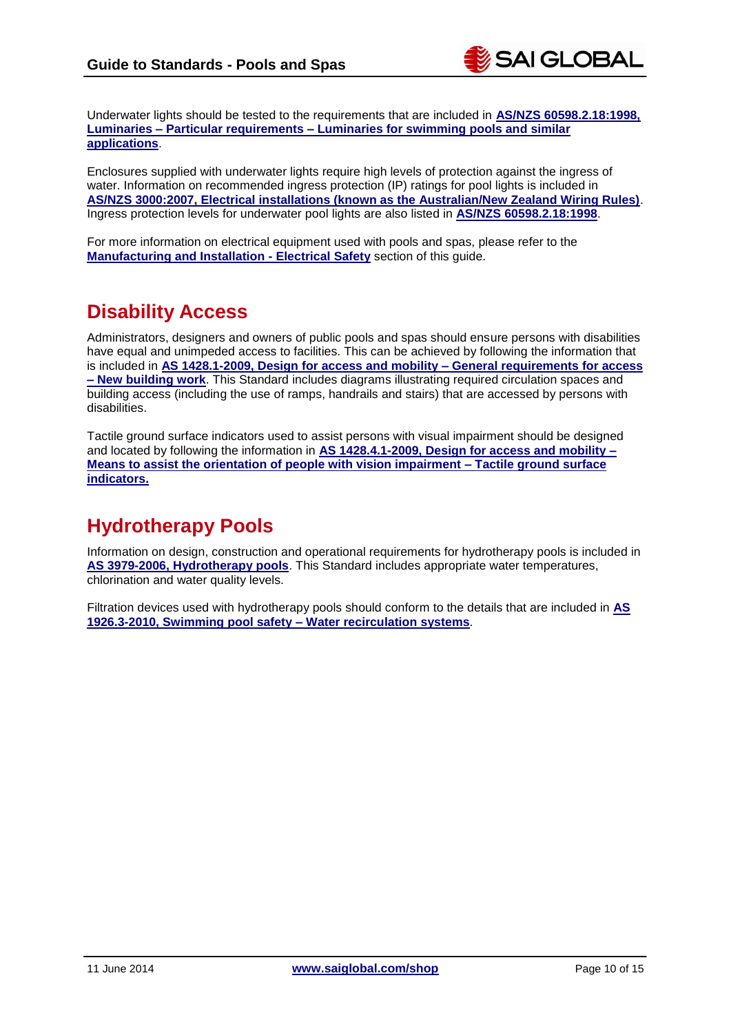Underwater lights should be tested to the requirements that are included in **AS/NZS 60598.2.18:1998, Luminaries – Particular requirements – Luminaries for swimming pools and similar applications**.

Enclosures supplied with underwater lights require high levels of protection against the ingress of water. Information on recommended ingress protection (IP) ratings for pool lights is included in **AS/NZS 3000:2007, Electrical installations (known as the Australian/New Zealand Wiring Rules)**. Ingress protection levels for underwater pool lights are also listed in **AS/NZS 60598.2.18:1998**.

For more information on electrical equipment used with pools and spas, please refer to the **Manufacturing and Installation - Electrical Safety** section of this guide.

## Disability Access

Administrators, designers and owners of public pools and spas should ensure persons with disabilities have equal and unimpeded access to facilities. This can be achieved by following the information that is included in **AS 1428.1-2009, Design for access and mobility – General requirements for access – New building work**. This Standard includes diagrams illustrating required circulation spaces and building access (including the use of ramps, handrails and stairs) that are accessed by persons with disabilities.

Tactile ground surface indicators used to assist persons with visual impairment should be designed and located by following the information in **AS 1428.4.1-2009, Design for access and mobility – Means to assist the orientation of people with vision impairment – Tactile ground surface indicators.**

## Hydrotherapy Pools

Information on design, construction and operational requirements for hydrotherapy pools is included in **AS 3979-2006, Hydrotherapy pools**. This Standard includes appropriate water temperatures, chlorination and water quality levels.

Filtration devices used with hydrotherapy pools should conform to the details that are included in **AS 1926.3-2010, Swimming pool safety – Water recirculation systems**.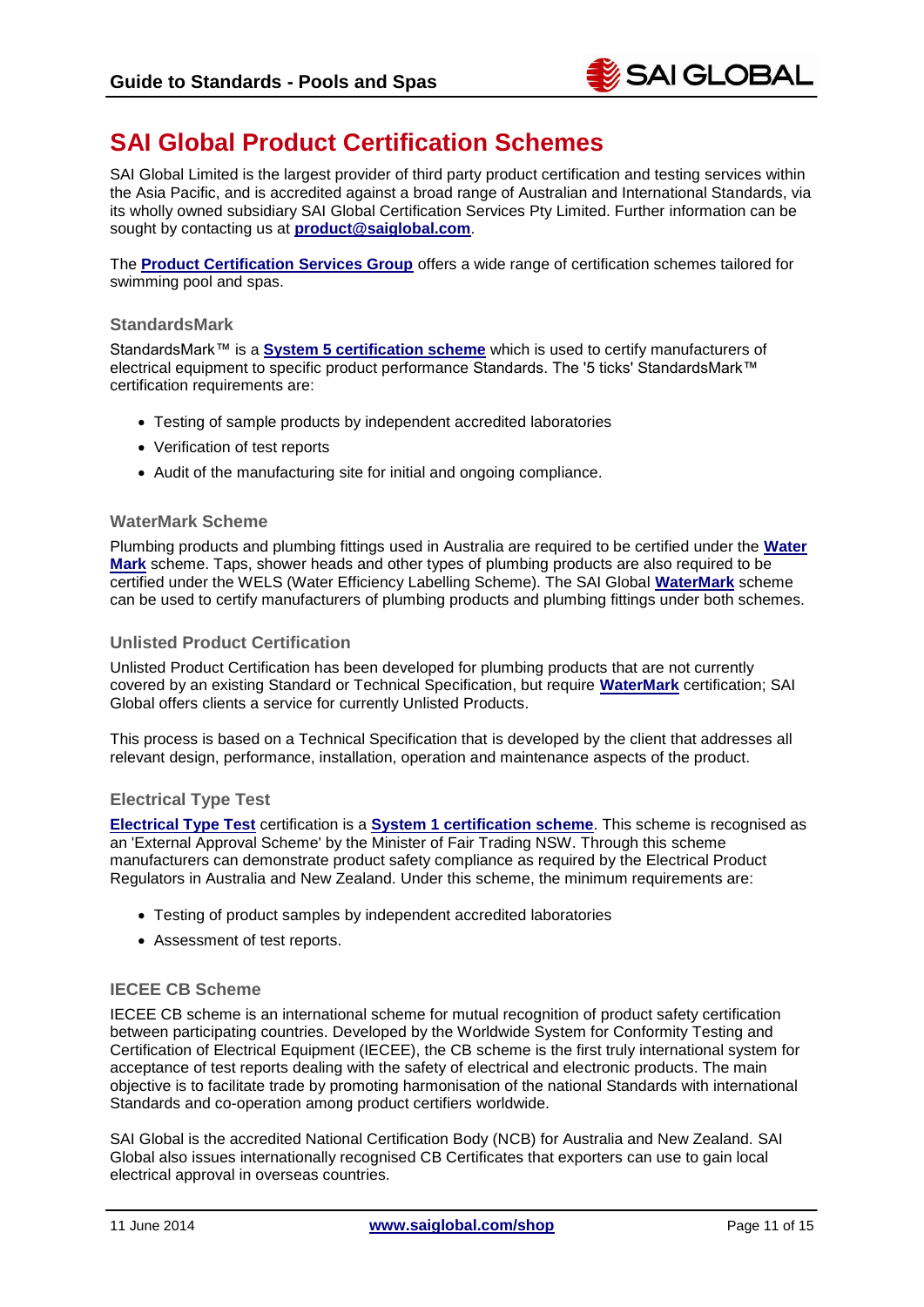# SAI Global Product Certification Schemes

SAI Global Limited is the largest provider of third party product certification and testing services within the Asia Pacific, and is accredited against a broad range of Australian and International Standards, via its wholly owned subsidiary SAI Global Certification Services Pty Limited. Further information can be sought by contacting us at **product@saiglobal.com**.

The **Product Certification Services Group** offers a wide range of certification schemes tailored for swimming pool and spas.

### StandardsMark

StandardsMark™ is a **System 5 certification scheme** which is used to certify manufacturers of electrical equipment to specific product performance Standards. The '5 ticks' StandardsMark™ certification requirements are:

- Testing of sample products by independent accredited laboratories
- Verification of test reports
- Audit of the manufacturing site for initial and ongoing compliance.

### WaterMark Scheme

Plumbing products and plumbing fittings used in Australia are required to be certified under the **Water Mark** scheme. Taps, shower heads and other types of plumbing products are also required to be certified under the WELS (Water Efficiency Labelling Scheme). The SAI Global **WaterMark** scheme can be used to certify manufacturers of plumbing products and plumbing fittings under both schemes.

### Unlisted Product Certification

Unlisted Product Certification has been developed for plumbing products that are not currently covered by an existing Standard or Technical Specification, but require **WaterMark** certification; SAI Global offers clients a service for currently Unlisted Products.

This process is based on a Technical Specification that is developed by the client that addresses all relevant design, performance, installation, operation and maintenance aspects of the product.

### Electrical Type Test

**Electrical Type Test** certification is a **System 1 certification scheme**. This scheme is recognised as an 'External Approval Scheme' by the Minister of Fair Trading NSW. Through this scheme manufacturers can demonstrate product safety compliance as required by the Electrical Product Regulators in Australia and New Zealand. Under this scheme, the minimum requirements are:

- Testing of product samples by independent accredited laboratories
- Assessment of test reports.

### IECEE CB Scheme

IECEE CB scheme is an international scheme for mutual recognition of product safety certification between participating countries. Developed by the Worldwide System for Conformity Testing and Certification of Electrical Equipment (IECEE), the CB scheme is the first truly international system for acceptance of test reports dealing with the safety of electrical and electronic products. The main objective is to facilitate trade by promoting harmonisation of the national Standards with international Standards and co-operation among product certifiers worldwide.

SAI Global is the accredited National Certification Body (NCB) for Australia and New Zealand. SAI Global also issues internationally recognised CB Certificates that exporters can use to gain local electrical approval in overseas countries.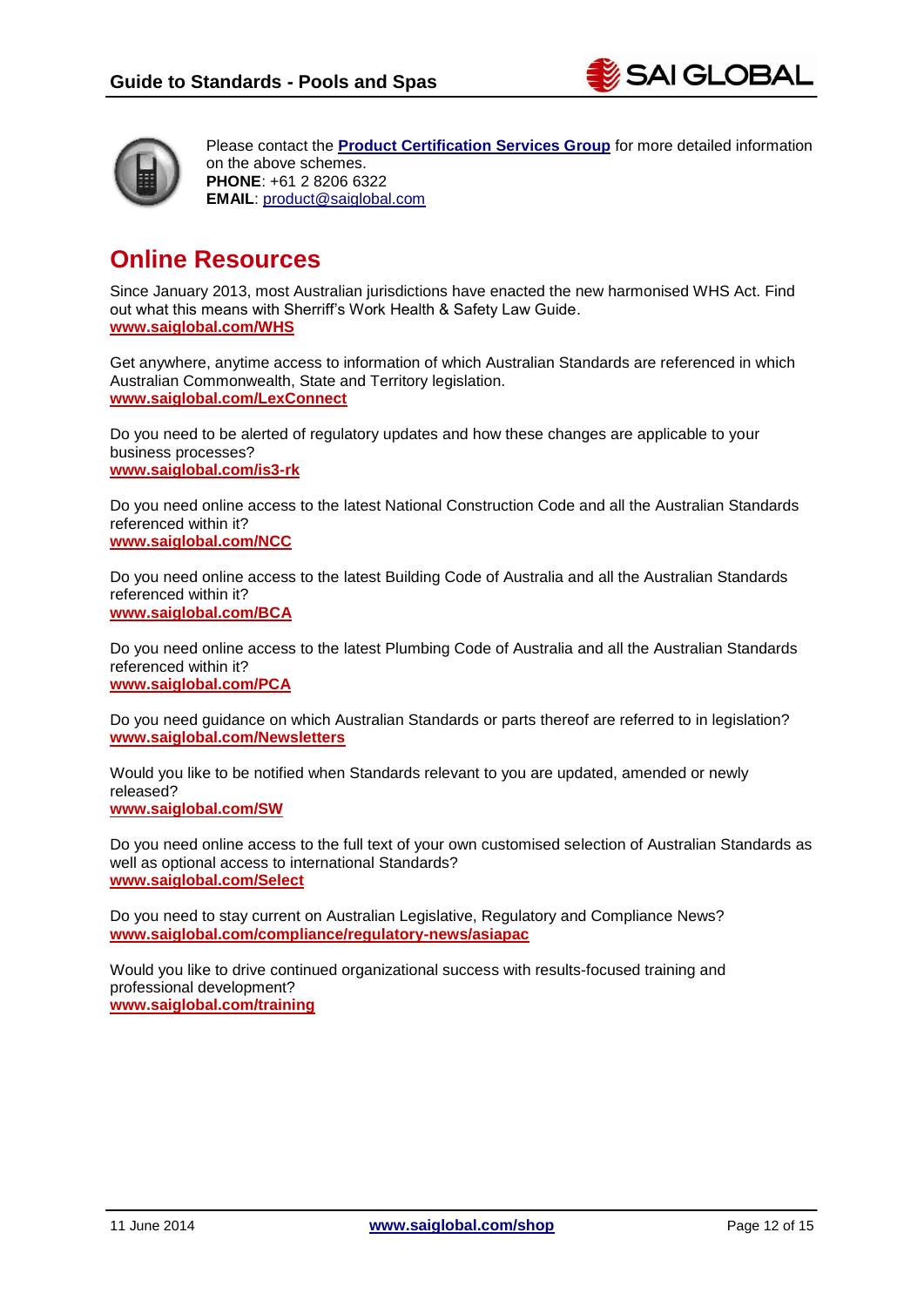Please contact the **Product Certification Services Group** for more detailed information on the above schemes.
**PHONE**: +61 2 8206 6322
**EMAIL**: product@saiglobal.com

# Online Resources

Since January 2013, most Australian jurisdictions have enacted the new harmonised WHS Act. Find out what this means with Sherriff's Work Health & Safety Law Guide.
**www.saiglobal.com/WHS**

Get anywhere, anytime access to information of which Australian Standards are referenced in which Australian Commonwealth, State and Territory legislation.
**www.saiglobal.com/LexConnect**

Do you need to be alerted of regulatory updates and how these changes are applicable to your business processes?
**www.saiglobal.com/is3-rk**

Do you need online access to the latest National Construction Code and all the Australian Standards referenced within it?
**www.saiglobal.com/NCC**

Do you need online access to the latest Building Code of Australia and all the Australian Standards referenced within it?
**www.saiglobal.com/BCA**

Do you need online access to the latest Plumbing Code of Australia and all the Australian Standards referenced within it?
**www.saiglobal.com/PCA**

Do you need guidance on which Australian Standards or parts thereof are referred to in legislation?
**www.saiglobal.com/Newsletters**

Would you like to be notified when Standards relevant to you are updated, amended or newly released?
**www.saiglobal.com/SW**

Do you need online access to the full text of your own customised selection of Australian Standards as well as optional access to international Standards?
**www.saiglobal.com/Select**

Do you need to stay current on Australian Legislative, Regulatory and Compliance News?
**www.saiglobal.com/compliance/regulatory-news/asiapac**

Would you like to drive continued organizational success with results-focused training and professional development?
**www.saiglobal.com/training**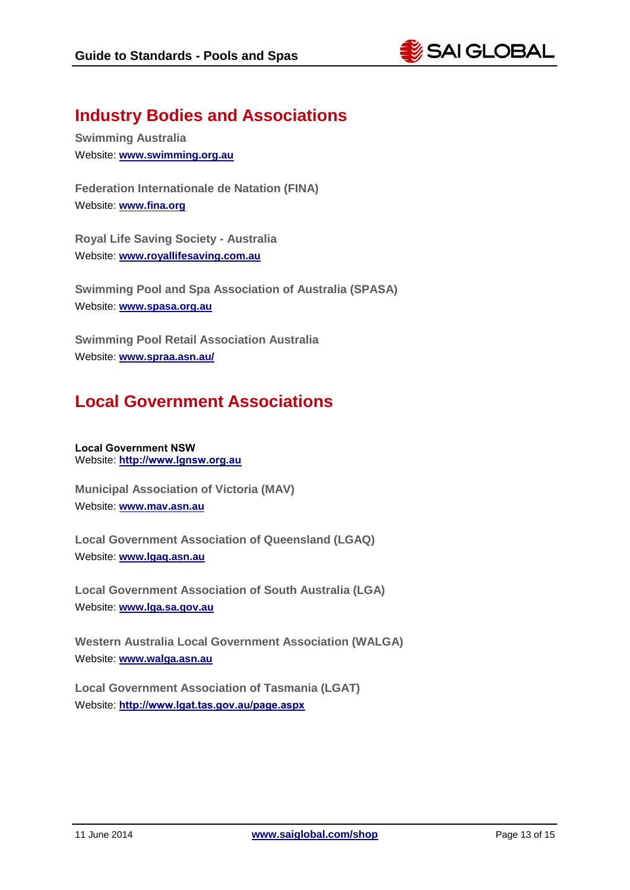## Industry Bodies and Associations

**Swimming Australia**
Website: **www.swimming.org.au**

**Federation Internationale de Natation (FINA)**
Website: **www.fina.org**

**Royal Life Saving Society - Australia**
Website: **www.royallifesaving.com.au**

**Swimming Pool and Spa Association of Australia (SPASA)**
Website: **www.spasa.org.au**

**Swimming Pool Retail Association Australia**
Website: **www.spraa.asn.au/**

## Local Government Associations

**Local Government NSW**
Website: **http://www.lgnsw.org.au**

**Municipal Association of Victoria (MAV)**
Website: **www.mav.asn.au**

**Local Government Association of Queensland (LGAQ)**
Website: **www.lgaq.asn.au**

**Local Government Association of South Australia (LGA)**
Website: **www.lga.sa.gov.au**

**Western Australia Local Government Association (WALGA)**
Website: **www.walga.asn.au**

**Local Government Association of Tasmania (LGAT)**
Website: **http://www.lgat.tas.gov.au/page.aspx**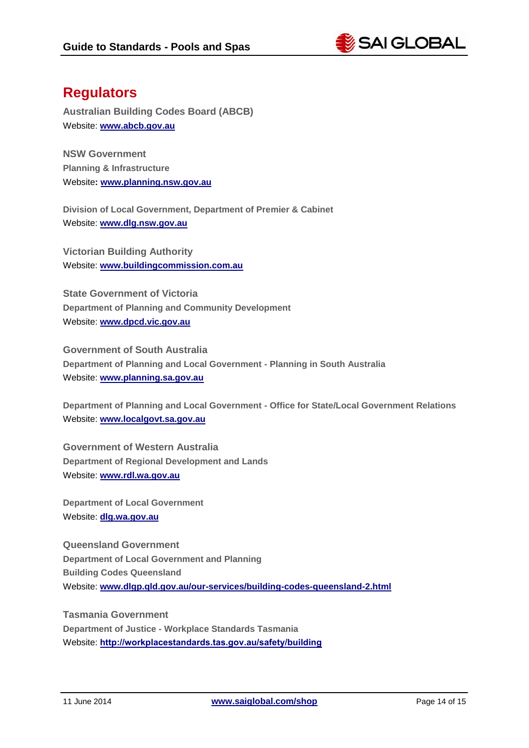## Regulators

**Australian Building Codes Board (ABCB)**
Website: **www.abcb.gov.au**

**NSW Government**
**Planning & Infrastructure**
Website**: www.planning.nsw.gov.au**

**Division of Local Government, Department of Premier & Cabinet**
Website: **www.dlg.nsw.gov.au**

**Victorian Building Authority**
Website: **www.buildingcommission.com.au**

**State Government of Victoria**
**Department of Planning and Community Development**
Website: **www.dpcd.vic.gov.au**

**Government of South Australia**
**Department of Planning and Local Government - Planning in South Australia**
Website: **www.planning.sa.gov.au**

**Department of Planning and Local Government - Office for State/Local Government Relations**
Website: **www.localgovt.sa.gov.au**

**Government of Western Australia**
**Department of Regional Development and Lands**
Website: **www.rdl.wa.gov.au**

**Department of Local Government**
Website: **dlg.wa.gov.au**

**Queensland Government**
**Department of Local Government and Planning**
**Building Codes Queensland**
Website: **www.dlgp.qld.gov.au/our-services/building-codes-queensland-2.html**

**Tasmania Government**
**Department of Justice - Workplace Standards Tasmania**
Website: **http://workplacestandards.tas.gov.au/safety/building**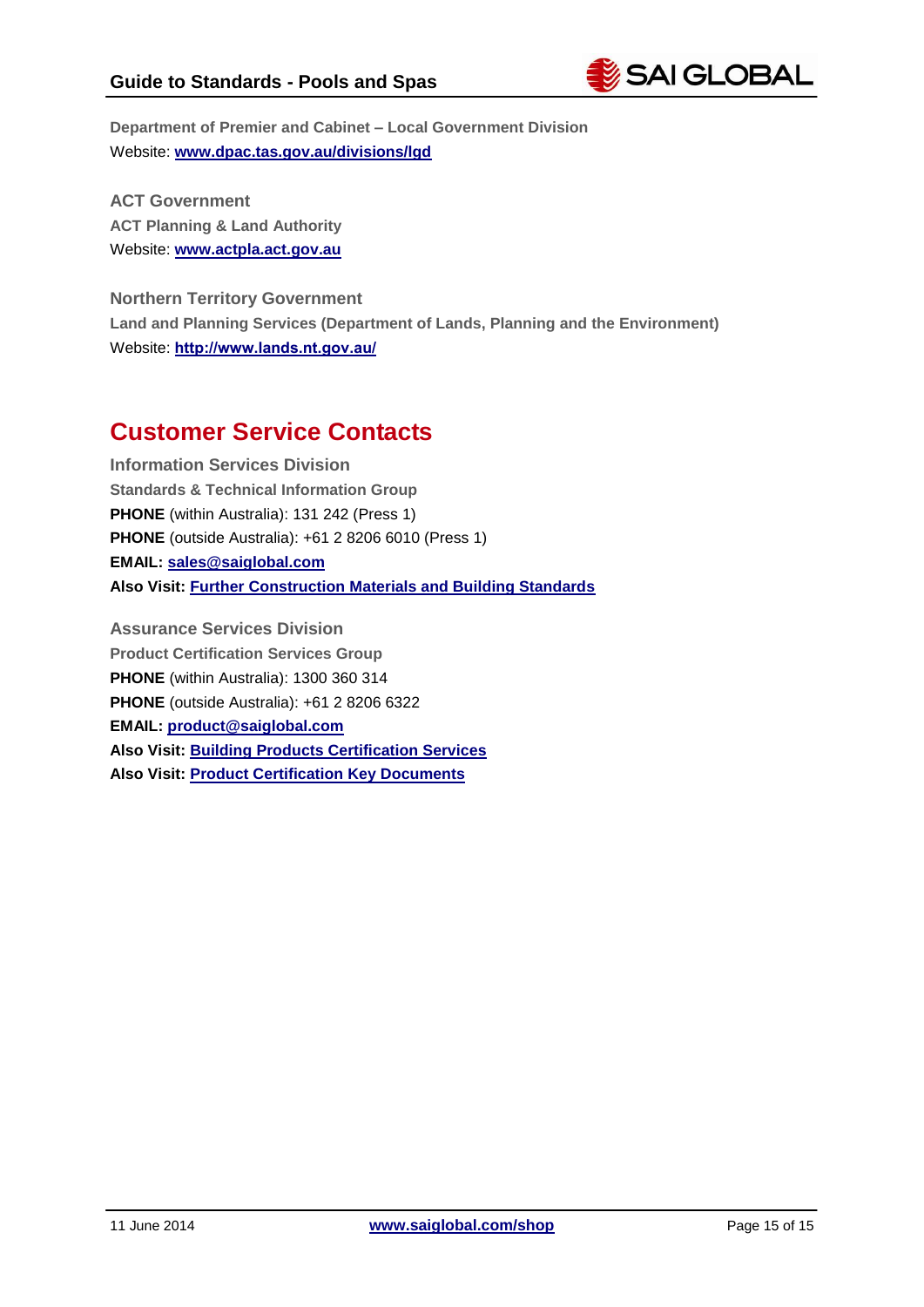**Department of Premier and Cabinet – Local Government Division**
Website: **[www.dpac.tas.gov.au/divisions/lgd](www.dpac.tas.gov.au/divisions/lgd)**

### ACT Government

**ACT Planning & Land Authority**
Website: **[www.actpla.act.gov.au](www.actpla.act.gov.au)**

### Northern Territory Government

**Land and Planning Services (Department of Lands, Planning and the Environment)**
Website: **[http://www.lands.nt.gov.au/](http://www.lands.nt.gov.au/)**

## Customer Service Contacts

### Information Services Division

**Standards & Technical Information Group**
**PHONE** (within Australia): 131 242 (Press 1)
**PHONE** (outside Australia): +61 2 8206 6010 (Press 1)
**EMAIL: sales@saiglobal.com**
**Also Visit: Further Construction Materials and Building Standards**

### Assurance Services Division

**Product Certification Services Group**
**PHONE** (within Australia): 1300 360 314
**PHONE** (outside Australia): +61 2 8206 6322
**EMAIL: product@saiglobal.com**
**Also Visit: Building Products Certification Services**
**Also Visit: Product Certification Key Documents**